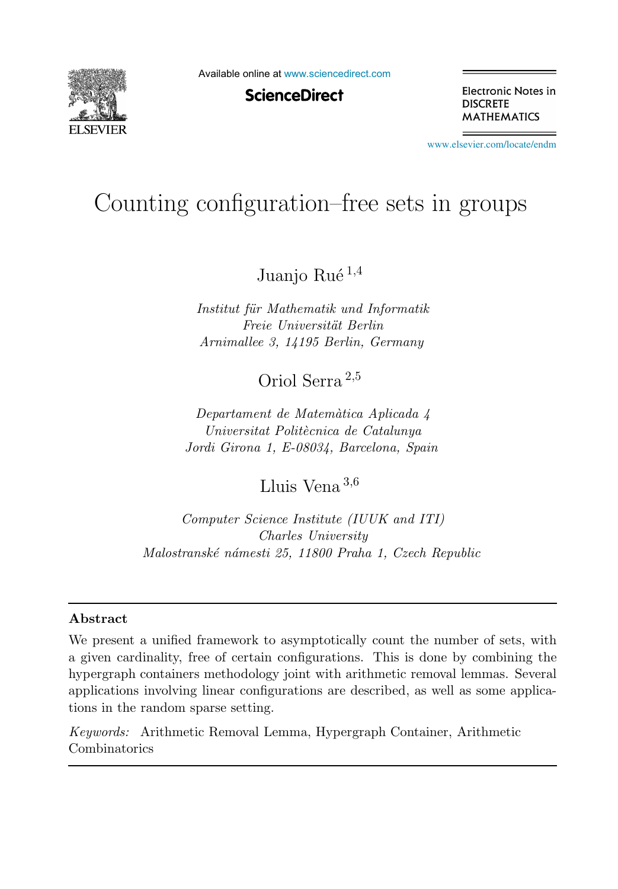# Counting configuration–free sets in groups

Juanjo Rué [1,4]

*Institut für Mathematik und Informatik*
*Freie Universität Berlin*
*Arnimallee 3, 14195 Berlin, Germany*

Oriol Serra [2,5]

*Departament de Matemàtica Aplicada 4*
*Universitat Politècnica de Catalunya*
*Jordi Girona 1, E-08034, Barcelona, Spain*

Lluis Vena [3,6]

*Computer Science Institute (IUUK and ITI)*
*Charles University*
*Malostranské námesti 25, 11800 Praha 1, Czech Republic*

---

**Abstract**

We present a unified framework to asymptotically count the number of sets, with a given cardinality, free of certain configurations. This is done by combining the hypergraph containers methodology joint with arithmetic removal lemmas. Several applications involving linear configurations are described, as well as some applications in the random sparse setting.

*Keywords:* Arithmetic Removal Lemma, Hypergraph Container, Arithmetic Combinatorics

---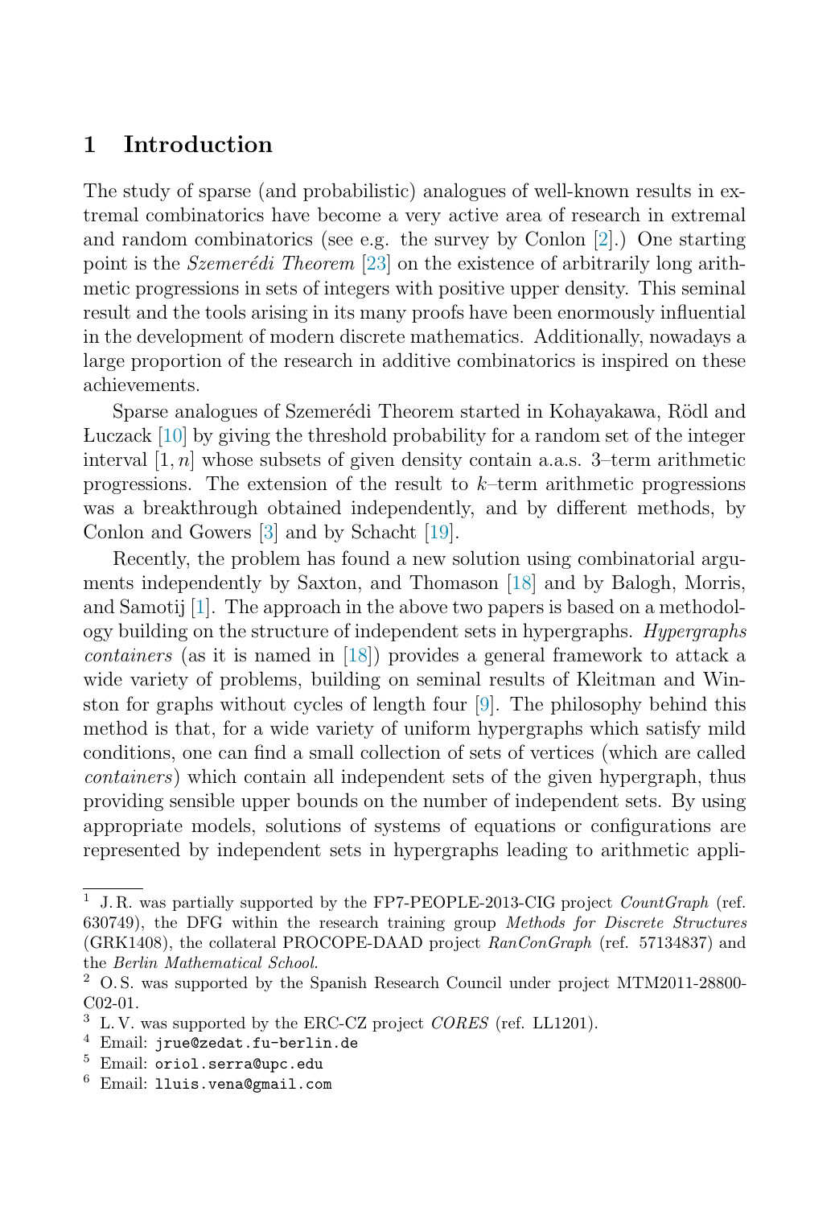## 1 Introduction

The study of sparse (and probabilistic) analogues of well-known results in extremal combinatorics have become a very active area of research in extremal and random combinatorics (see e.g. the survey by Conlon [2].) One starting point is the *Szemerédi Theorem* [23] on the existence of arbitrarily long arithmetic progressions in sets of integers with positive upper density. This seminal result and the tools arising in its many proofs have been enormously influential in the development of modern discrete mathematics. Additionally, nowadays a large proportion of the research in additive combinatorics is inspired on these achievements.

Sparse analogues of Szemerédi Theorem started in Kohayakawa, Rödl and Łuczack [10] by giving the threshold probability for a random set of the integer interval $[1, n]$ whose subsets of given density contain a.a.s. 3–term arithmetic progressions. The extension of the result to $k$–term arithmetic progressions was a breakthrough obtained independently, and by different methods, by Conlon and Gowers [3] and by Schacht [19].

Recently, the problem has found a new solution using combinatorial arguments independently by Saxton, and Thomason [18] and by Balogh, Morris, and Samotij [1]. The approach in the above two papers is based on a methodology building on the structure of independent sets in hypergraphs. *Hypergraphs containers* (as it is named in [18]) provides a general framework to attack a wide variety of problems, building on seminal results of Kleitman and Winston for graphs without cycles of length four [9]. The philosophy behind this method is that, for a wide variety of uniform hypergraphs which satisfy mild conditions, one can find a small collection of sets of vertices (which are called *containers*) which contain all independent sets of the given hypergraph, thus providing sensible upper bounds on the number of independent sets. By using appropriate models, solutions of systems of equations or configurations are represented by independent sets in hypergraphs leading to arithmetic appli-

---

[1] J.R. was partially supported by the FP7-PEOPLE-2013-CIG project *CountGraph* (ref. 630749), the DFG within the research training group *Methods for Discrete Structures* (GRK1408), the collateral PROCOPE-DAAD project *RanConGraph* (ref. 57134837) and the *Berlin Mathematical School*.

[2] O.S. was supported by the Spanish Research Council under project MTM2011-28800-C02-01.

[3] L.V. was supported by the ERC-CZ project *CORES* (ref. LL1201).

[4] Email: `jrue@zedat.fu-berlin.de`

[5] Email: `oriol.serra@upc.edu`

[6] Email: `lluis.vena@gmail.com`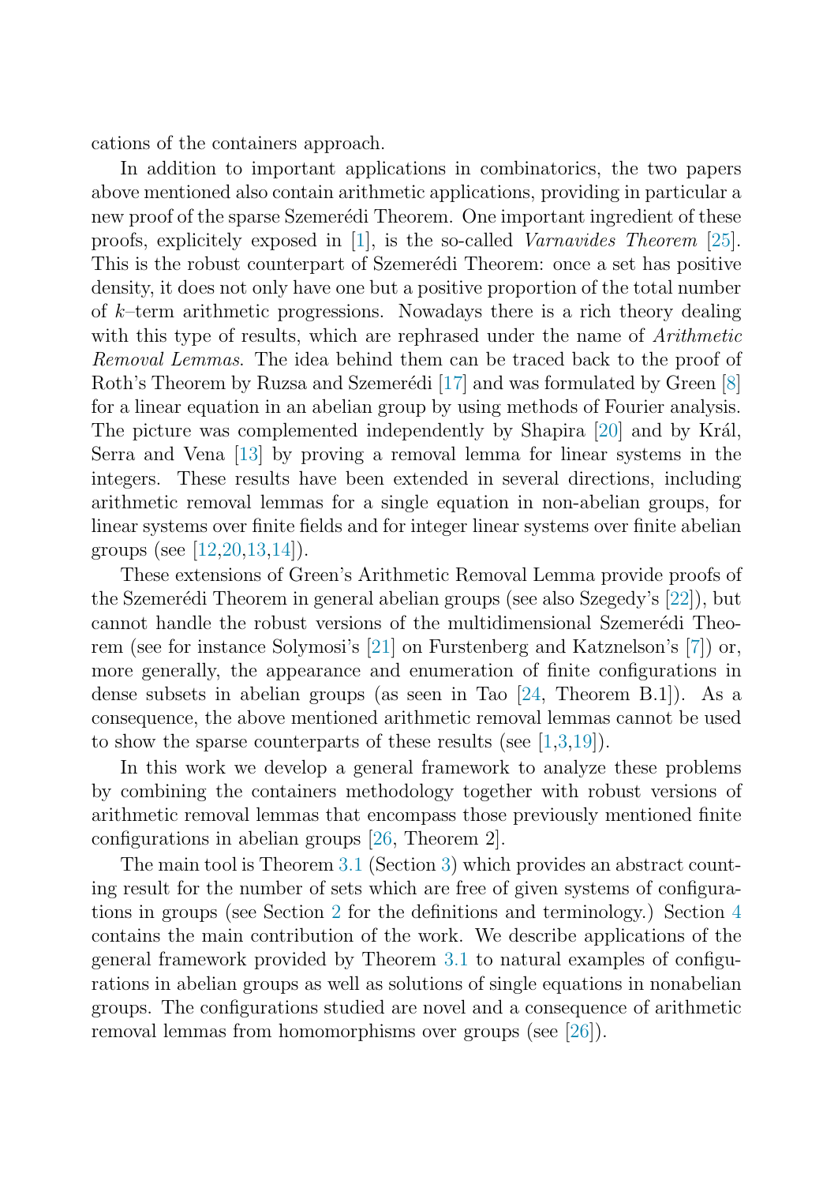cations of the containers approach.

In addition to important applications in combinatorics, the two papers above mentioned also contain arithmetic applications, providing in particular a new proof of the sparse Szemerédi Theorem. One important ingredient of these proofs, explicitely exposed in [1], is the so-called *Varnavides Theorem* [25]. This is the robust counterpart of Szemerédi Theorem: once a set has positive density, it does not only have one but a positive proportion of the total number of $k$–term arithmetic progressions. Nowadays there is a rich theory dealing with this type of results, which are rephrased under the name of *Arithmetic Removal Lemmas*. The idea behind them can be traced back to the proof of Roth's Theorem by Ruzsa and Szemerédi [17] and was formulated by Green [8] for a linear equation in an abelian group by using methods of Fourier analysis. The picture was complemented independently by Shapira [20] and by Král, Serra and Vena [13] by proving a removal lemma for linear systems in the integers. These results have been extended in several directions, including arithmetic removal lemmas for a single equation in non-abelian groups, for linear systems over finite fields and for integer linear systems over finite abelian groups (see [12,20,13,14]).

These extensions of Green's Arithmetic Removal Lemma provide proofs of the Szemerédi Theorem in general abelian groups (see also Szegedy's [22]), but cannot handle the robust versions of the multidimensional Szemerédi Theorem (see for instance Solymosi's [21] on Furstenberg and Katznelson's [7]) or, more generally, the appearance and enumeration of finite configurations in dense subsets in abelian groups (as seen in Tao [24, Theorem B.1]). As a consequence, the above mentioned arithmetic removal lemmas cannot be used to show the sparse counterparts of these results (see [1,3,19]).

In this work we develop a general framework to analyze these problems by combining the containers methodology together with robust versions of arithmetic removal lemmas that encompass those previously mentioned finite configurations in abelian groups [26, Theorem 2].

The main tool is Theorem 3.1 (Section 3) which provides an abstract counting result for the number of sets which are free of given systems of configurations in groups (see Section 2 for the definitions and terminology.) Section 4 contains the main contribution of the work. We describe applications of the general framework provided by Theorem 3.1 to natural examples of configurations in abelian groups as well as solutions of single equations in nonabelian groups. The configurations studied are novel and a consequence of arithmetic removal lemmas from homomorphisms over groups (see [26]).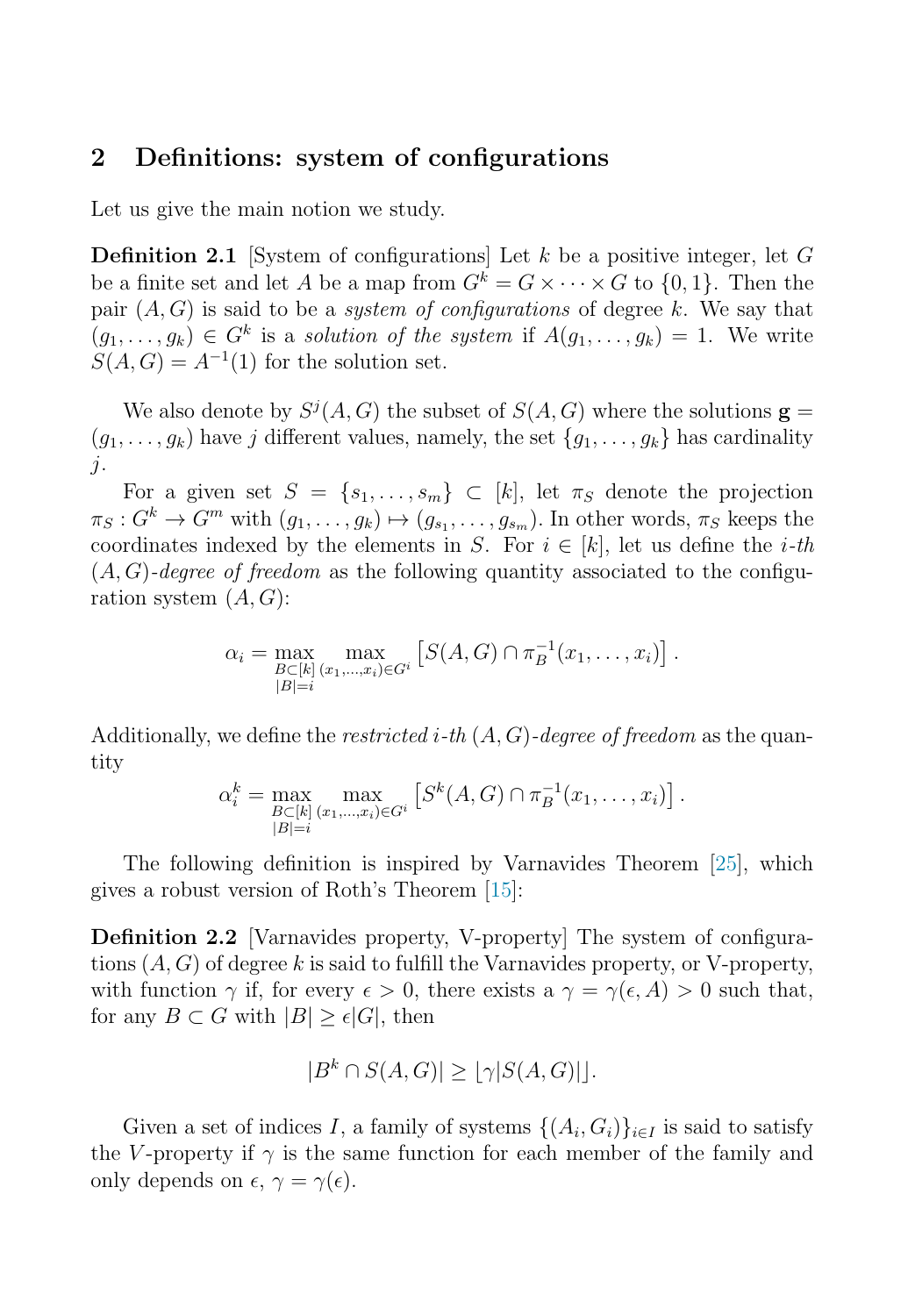## 2 Definitions: system of configurations

Let us give the main notion we study.

**Definition 2.1** [System of configurations] Let $k$ be a positive integer, let $G$ be a finite set and let $A$ be a map from $G^k = G \times \cdots \times G$ to $\{0,1\}$. Then the pair $(A, G)$ is said to be a *system of configurations* of degree $k$. We say that $(g_1, \ldots, g_k) \in G^k$ is a *solution of the system* if $A(g_1, \ldots, g_k) = 1$. We write $S(A, G) = A^{-1}(1)$ for the solution set.

We also denote by $S^j(A, G)$ the subset of $S(A, G)$ where the solutions $\mathbf{g} = (g_1, \ldots, g_k)$ have $j$ different values, namely, the set $\{g_1, \ldots, g_k\}$ has cardinality $j$.

For a given set $S = \{s_1, \ldots, s_m\} \subset [k]$, let $\pi_S$ denote the projection $\pi_S : G^k \to G^m$ with $(g_1, \ldots, g_k) \mapsto (g_{s_1}, \ldots, g_{s_m})$. In other words, $\pi_S$ keeps the coordinates indexed by the elements in $S$. For $i \in [k]$, let us define the *i-th* $(A, G)$*-degree of freedom* as the following quantity associated to the configuration system $(A, G)$:

$$\alpha_i = \max_{\substack{B \subset [k] \\ |B| = i}} \max_{(x_1, \ldots, x_i) \in G^i} \left[ S(A, G) \cap \pi_B^{-1}(x_1, \ldots, x_i) \right].$$

Additionally, we define the *restricted i-th* $(A, G)$*-degree of freedom* as the quantity

$$\alpha_i^k = \max_{\substack{B \subset [k] \\ |B| = i}} \max_{(x_1, \ldots, x_i) \in G^i} \left[ S^k(A, G) \cap \pi_B^{-1}(x_1, \ldots, x_i) \right].$$

The following definition is inspired by Varnavides Theorem [25], which gives a robust version of Roth's Theorem [15]:

**Definition 2.2** [Varnavides property, V-property] The system of configurations $(A, G)$ of degree $k$ is said to fulfill the Varnavides property, or V-property, with function $\gamma$ if, for every $\epsilon > 0$, there exists a $\gamma = \gamma(\epsilon, A) > 0$ such that, for any $B \subset G$ with $|B| \geq \epsilon |G|$, then

$$|B^k \cap S(A, G)| \geq \lfloor \gamma |S(A, G)| \rfloor.$$

Given a set of indices $I$, a family of systems $\{(A_i, G_i)\}_{i \in I}$ is said to satisfy the $V$-property if $\gamma$ is the same function for each member of the family and only depends on $\epsilon$, $\gamma = \gamma(\epsilon)$.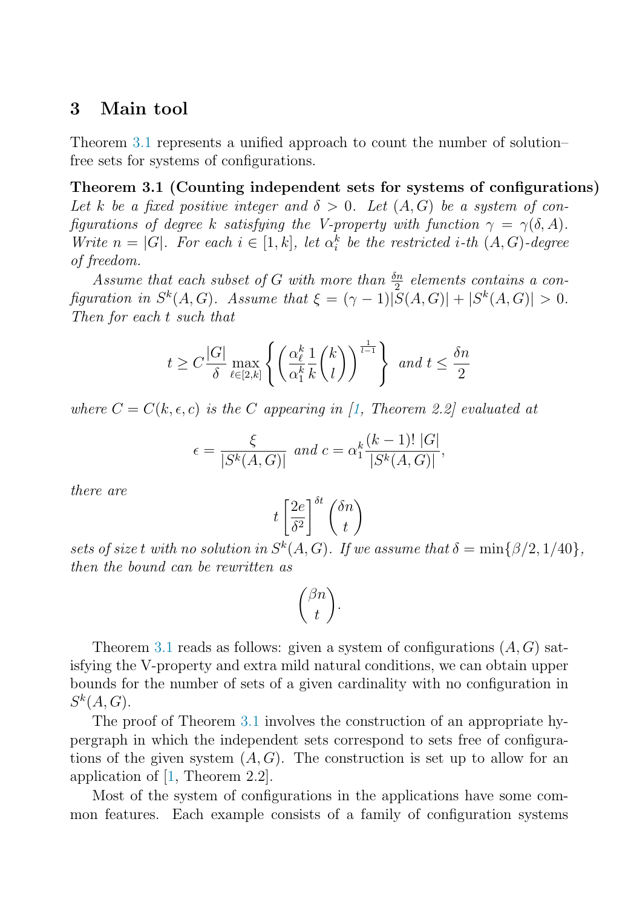## 3 Main tool

Theorem 3.1 represents a unified approach to count the number of solution–free sets for systems of configurations.

**Theorem 3.1 (Counting independent sets for systems of configurations)** *Let $k$ be a fixed positive integer and $\delta > 0$. Let $(A, G)$ be a system of configurations of degree $k$ satisfying the V-property with function $\gamma = \gamma(\delta, A)$. Write $n = |G|$. For each $i \in [1, k]$, let $\alpha_i^k$ be the restricted $i$-th $(A, G)$-degree of freedom.*

*Assume that each subset of $G$ with more than $\frac{\delta n}{2}$ elements contains a configuration in $S^k(A, G)$. Assume that $\xi = (\gamma - 1)|S(A, G)| + |S^k(A, G)| > 0$. Then for each $t$ such that*

$$t \geq C\frac{|G|}{\delta} \max_{\ell \in [2,k]} \left\{ \left( \frac{\alpha_\ell^k}{\alpha_1^k} \frac{1}{k} \binom{k}{l} \right)^{\frac{1}{l-1}} \right\} \text{ and } t \leq \frac{\delta n}{2}$$

*where $C = C(k, \epsilon, c)$ is the $C$ appearing in [1, Theorem 2.2] evaluated at*

$$\epsilon = \frac{\xi}{|S^k(A, G)|} \text{ and } c = \alpha_1^k \frac{(k-1)!\,|G|}{|S^k(A, G)|},$$

*there are*

$$t \left[ \frac{2e}{\delta^2} \right]^{\delta t} \binom{\delta n}{t}$$

*sets of size $t$ with no solution in $S^k(A, G)$. If we assume that $\delta = \min\{\beta/2, 1/40\}$, then the bound can be rewritten as*

$$\binom{\beta n}{t}.$$

Theorem 3.1 reads as follows: given a system of configurations $(A, G)$ satisfying the V-property and extra mild natural conditions, we can obtain upper bounds for the number of sets of a given cardinality with no configuration in $S^k(A, G)$.

The proof of Theorem 3.1 involves the construction of an appropriate hypergraph in which the independent sets correspond to sets free of configurations of the given system $(A, G)$. The construction is set up to allow for an application of [1, Theorem 2.2].

Most of the system of configurations in the applications have some common features. Each example consists of a family of configuration systems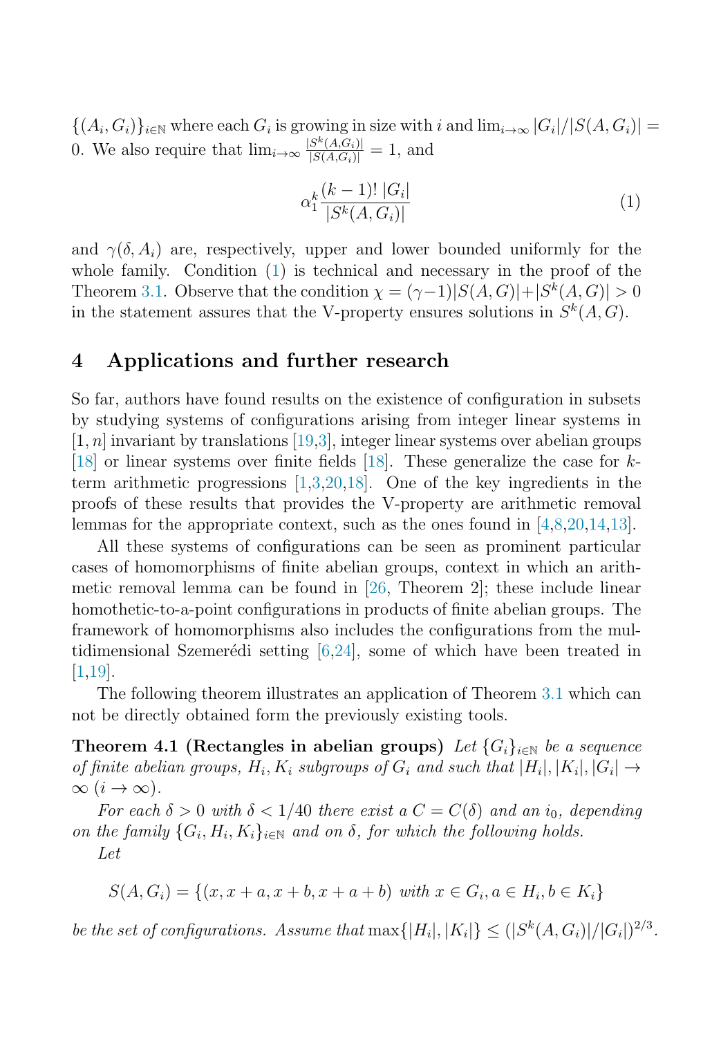$\{(A_i, G_i)\}_{i\in\mathbb{N}}$ where each $G_i$ is growing in size with $i$ and $\lim_{i\to\infty} |G_i|/|S(A, G_i)| = 0$. We also require that $\lim_{i\to\infty} \frac{|S^k(A,G_i)|}{|S(A,G_i)|} = 1$, and

$$\alpha_1^k \frac{(k-1)!\,|G_i|}{|S^k(A, G_i)|} \tag{1}$$

and $\gamma(\delta, A_i)$ are, respectively, upper and lower bounded uniformly for the whole family. Condition (1) is technical and necessary in the proof of the Theorem 3.1. Observe that the condition $\chi = (\gamma-1)|S(A, G)|+|S^k(A, G)| > 0$ in the statement assures that the V-property ensures solutions in $S^k(A, G)$.

## 4 Applications and further research

So far, authors have found results on the existence of configuration in subsets by studying systems of configurations arising from integer linear systems in $[1, n]$ invariant by translations [19,3], integer linear systems over abelian groups [18] or linear systems over finite fields [18]. These generalize the case for $k$-term arithmetic progressions [1,3,20,18]. One of the key ingredients in the proofs of these results that provides the V-property are arithmetic removal lemmas for the appropriate context, such as the ones found in [4,8,20,14,13].

All these systems of configurations can be seen as prominent particular cases of homomorphisms of finite abelian groups, context in which an arithmetic removal lemma can be found in [26, Theorem 2]; these include linear homothetic-to-a-point configurations in products of finite abelian groups. The framework of homomorphisms also includes the configurations from the multidimensional Szemerédi setting [6,24], some of which have been treated in [1,19].

The following theorem illustrates an application of Theorem 3.1 which can not be directly obtained form the previously existing tools.

**Theorem 4.1 (Rectangles in abelian groups)** *Let $\{G_i\}_{i\in\mathbb{N}}$ be a sequence of finite abelian groups, $H_i, K_i$ subgroups of $G_i$ and such that $|H_i|, |K_i|, |G_i| \to \infty$ $(i \to \infty)$.*

*For each $\delta > 0$ with $\delta < 1/40$ there exist a $C = C(\delta)$ and an $i_0$, depending on the family $\{G_i, H_i, K_i\}_{i\in\mathbb{N}}$ and on $\delta$, for which the following holds.*

*Let*

$$S(A, G_i) = \{(x, x + a, x + b, x + a + b) \text{ with } x \in G_i, a \in H_i, b \in K_i\}$$

*be the set of configurations. Assume that* $\max\{|H_i|, |K_i|\} \le (|S^k(A, G_i)|/|G_i|)^{2/3}$.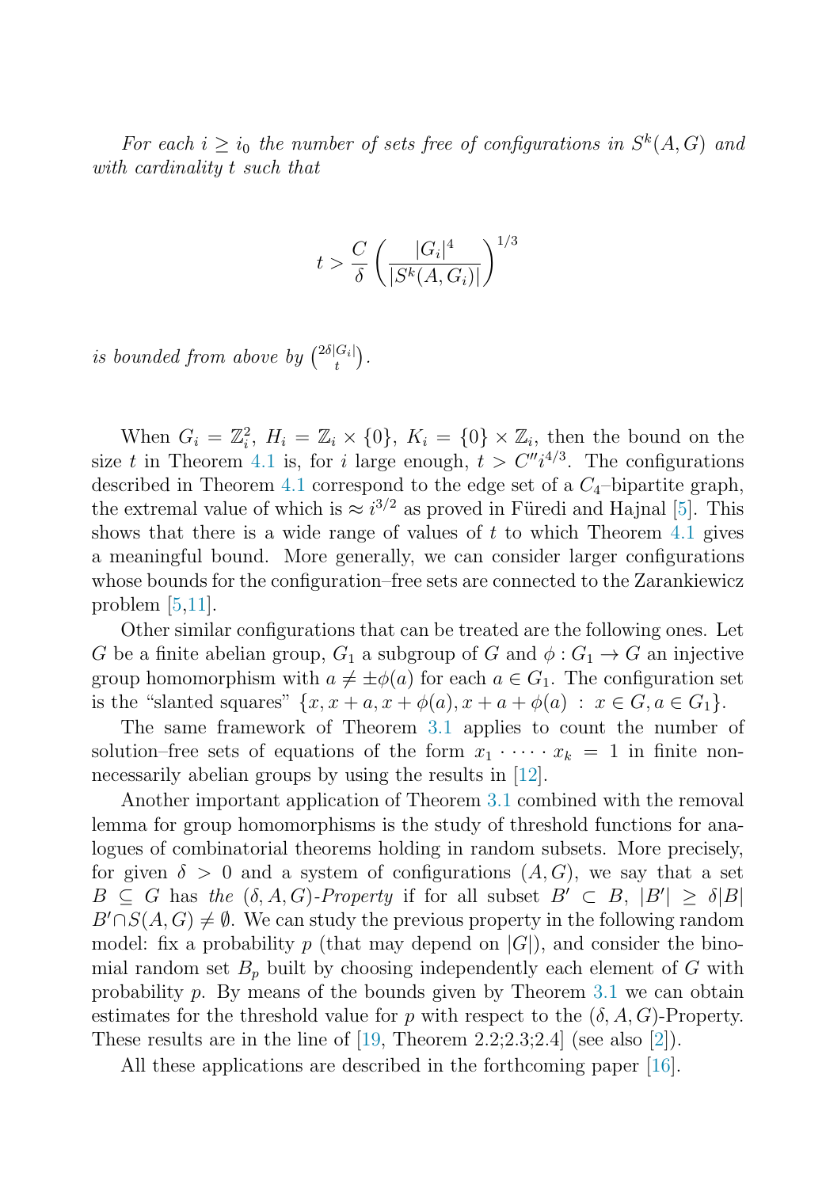*For each $i \geq i_0$ the number of sets free of configurations in $S^k(A,G)$ and with cardinality $t$ such that*

$$t > \frac{C}{\delta}\left(\frac{|G_i|^4}{|S^k(A,G_i)|}\right)^{1/3}$$

*is bounded from above by $\binom{2\delta|G_i|}{t}$.*

When $G_i = \mathbb{Z}_i^2$, $H_i = \mathbb{Z}_i \times \{0\}$, $K_i = \{0\} \times \mathbb{Z}_i$, then the bound on the size $t$ in Theorem 4.1 is, for $i$ large enough, $t > C'' i^{4/3}$. The configurations described in Theorem 4.1 correspond to the edge set of a $C_4$–bipartite graph, the extremal value of which is $\approx i^{3/2}$ as proved in Füredi and Hajnal [5]. This shows that there is a wide range of values of $t$ to which Theorem 4.1 gives a meaningful bound. More generally, we can consider larger configurations whose bounds for the configuration–free sets are connected to the Zarankiewicz problem [5,11].

Other similar configurations that can be treated are the following ones. Let $G$ be a finite abelian group, $G_1$ a subgroup of $G$ and $\phi : G_1 \to G$ an injective group homomorphism with $a \neq \pm\phi(a)$ for each $a \in G_1$. The configuration set is the "slanted squares" $\{x, x+a, x+\phi(a), x+a+\phi(a) \; : \; x \in G, a \in G_1\}$.

The same framework of Theorem 3.1 applies to count the number of solution–free sets of equations of the form $x_1 \cdot \dots \cdot x_k = 1$ in finite non-necessarily abelian groups by using the results in [12].

Another important application of Theorem 3.1 combined with the removal lemma for group homomorphisms is the study of threshold functions for analogues of combinatorial theorems holding in random subsets. More precisely, for given $\delta > 0$ and a system of configurations $(A, G)$, we say that a set $B \subseteq G$ has *the* $(\delta, A, G)$*-Property* if for all subset $B' \subset B$, $|B'| \geq \delta|B|$ $B' \cap S(A,G) \neq \emptyset$. We can study the previous property in the following random model: fix a probability $p$ (that may depend on $|G|$), and consider the binomial random set $B_p$ built by choosing independently each element of $G$ with probability $p$. By means of the bounds given by Theorem 3.1 we can obtain estimates for the threshold value for $p$ with respect to the $(\delta, A, G)$-Property. These results are in the line of [19, Theorem 2.2;2.3;2.4] (see also [2]).

All these applications are described in the forthcoming paper [16].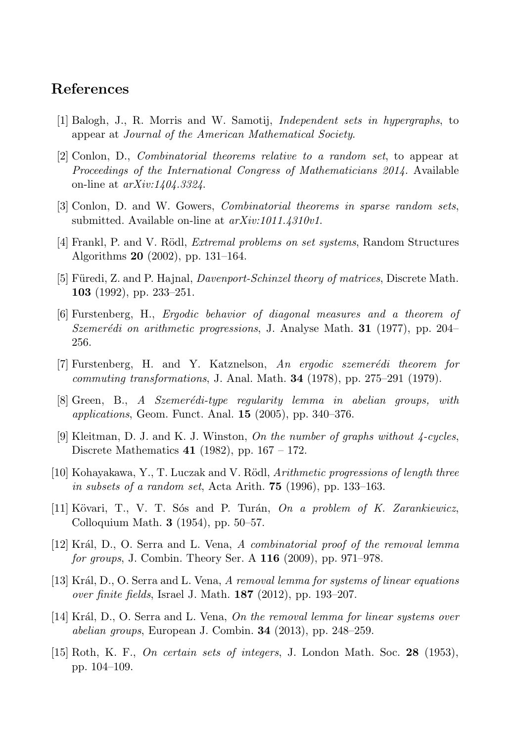## References

[1] Balogh, J., R. Morris and W. Samotij, *Independent sets in hypergraphs*, to appear at *Journal of the American Mathematical Society*.

[2] Conlon, D., *Combinatorial theorems relative to a random set*, to appear at *Proceedings of the International Congress of Mathematicians 2014*. Available on-line at *arXiv:1404.3324*.

[3] Conlon, D. and W. Gowers, *Combinatorial theorems in sparse random sets*, submitted. Available on-line at *arXiv:1011.4310v1*.

[4] Frankl, P. and V. Rödl, *Extremal problems on set systems*, Random Structures Algorithms **20** (2002), pp. 131–164.

[5] Füredi, Z. and P. Hajnal, *Davenport-Schinzel theory of matrices*, Discrete Math. **103** (1992), pp. 233–251.

[6] Furstenberg, H., *Ergodic behavior of diagonal measures and a theorem of Szemerédi on arithmetic progressions*, J. Analyse Math. **31** (1977), pp. 204–256.

[7] Furstenberg, H. and Y. Katznelson, *An ergodic szemerédi theorem for commuting transformations*, J. Anal. Math. **34** (1978), pp. 275–291 (1979).

[8] Green, B., *A Szemerédi-type regularity lemma in abelian groups, with applications*, Geom. Funct. Anal. **15** (2005), pp. 340–376.

[9] Kleitman, D. J. and K. J. Winston, *On the number of graphs without 4-cycles*, Discrete Mathematics **41** (1982), pp. 167 – 172.

[10] Kohayakawa, Y., T. Luczak and V. Rödl, *Arithmetic progressions of length three in subsets of a random set*, Acta Arith. **75** (1996), pp. 133–163.

[11] Kövari, T., V. T. Sós and P. Turán, *On a problem of K. Zarankiewicz*, Colloquium Math. **3** (1954), pp. 50–57.

[12] Král, D., O. Serra and L. Vena, *A combinatorial proof of the removal lemma for groups*, J. Combin. Theory Ser. A **116** (2009), pp. 971–978.

[13] Král, D., O. Serra and L. Vena, *A removal lemma for systems of linear equations over finite fields*, Israel J. Math. **187** (2012), pp. 193–207.

[14] Král, D., O. Serra and L. Vena, *On the removal lemma for linear systems over abelian groups*, European J. Combin. **34** (2013), pp. 248–259.

[15] Roth, K. F., *On certain sets of integers*, J. London Math. Soc. **28** (1953), pp. 104–109.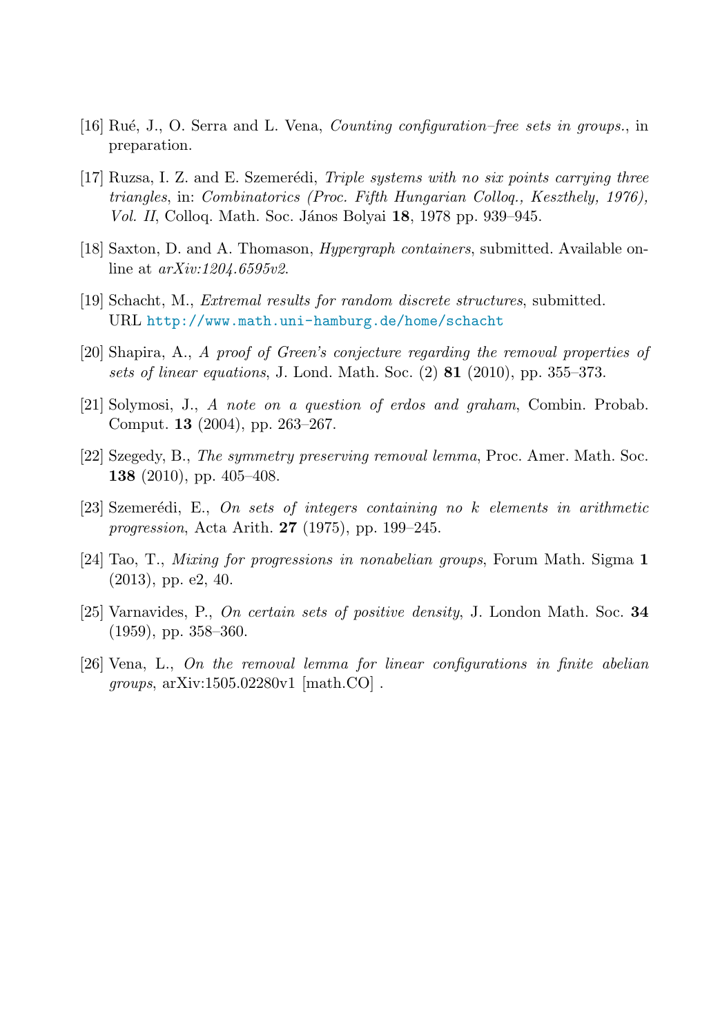[16] Rué, J., O. Serra and L. Vena, *Counting configuration–free sets in groups.*, in preparation.

[17] Ruzsa, I. Z. and E. Szemerédi, *Triple systems with no six points carrying three triangles*, in: *Combinatorics (Proc. Fifth Hungarian Colloq., Keszthely, 1976), Vol. II*, Colloq. Math. Soc. János Bolyai **18**, 1978 pp. 939–945.

[18] Saxton, D. and A. Thomason, *Hypergraph containers*, submitted. Available online at *arXiv:1204.6595v2*.

[19] Schacht, M., *Extremal results for random discrete structures*, submitted. URL http://www.math.uni-hamburg.de/home/schacht

[20] Shapira, A., *A proof of Green's conjecture regarding the removal properties of sets of linear equations*, J. Lond. Math. Soc. (2) **81** (2010), pp. 355–373.

[21] Solymosi, J., *A note on a question of erdos and graham*, Combin. Probab. Comput. **13** (2004), pp. 263–267.

[22] Szegedy, B., *The symmetry preserving removal lemma*, Proc. Amer. Math. Soc. **138** (2010), pp. 405–408.

[23] Szemerédi, E., *On sets of integers containing no $k$ elements in arithmetic progression*, Acta Arith. **27** (1975), pp. 199–245.

[24] Tao, T., *Mixing for progressions in nonabelian groups*, Forum Math. Sigma **1** (2013), pp. e2, 40.

[25] Varnavides, P., *On certain sets of positive density*, J. London Math. Soc. **34** (1959), pp. 358–360.

[26] Vena, L., *On the removal lemma for linear configurations in finite abelian groups*, arXiv:1505.02280v1 [math.CO] .